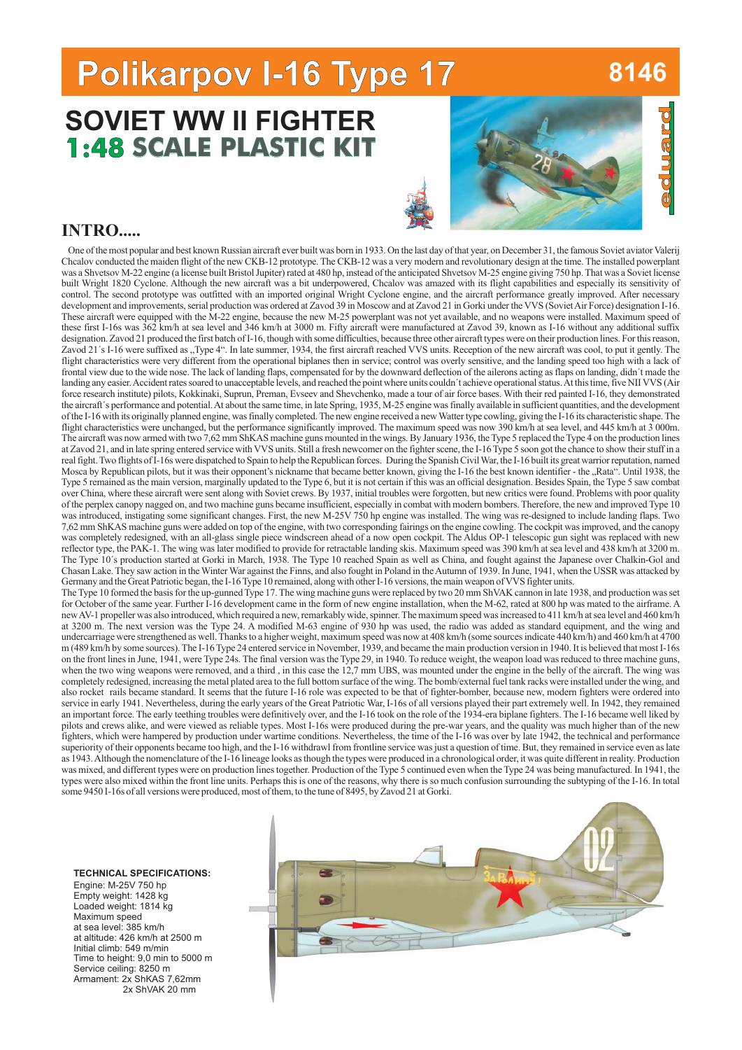# Polikarpov I-16 Type 17

8146

## SOVIET WW II FIGHTER
## 1:48 SCALE PLASTIC KIT

eduard

## INTRO.....

One of the most popular and best known Russian aircraft ever built was born in 1933. On the last day of that year, on December 31, the famous Soviet aviator Valerij Chcalov conducted the maiden flight of the new CKB-12 prototype. The CKB-12 was a very modern and revolutionary design at the time. The installed powerplant was a Shvetsov M-22 engine (a license built Bristol Jupiter) rated at 480 hp, instead of the anticipated Shvetsov M-25 engine giving 750 hp. That was a Soviet license built Wright 1820 Cyclone. Although the new aircraft was a bit underpowered, Chcalov was amazed with its flight capabilities and especially its sensitivity of control. The second prototype was outfitted with an imported original Wright Cyclone engine, and the aircraft performance greatly improved. After necessary development and improvements, serial production was ordered at Zavod 39 in Moscow and at Zavod 21 in Gorki under the VVS (Soviet Air Force) designation I-16. These aircraft were equipped with the M-22 engine, because the new M-25 powerplant was not yet available, and no weapons were installed. Maximum speed of these first I-16s was 362 km/h at sea level and 346 km/h at 3000 m. Fifty aircraft were manufactured at Zavod 39, known as I-16 without any additional suffix designation. Zavod 21 produced the first batch of I-16, though with some difficulties, because three other aircraft types were on their production lines. For this reason, Zavod 21´s I-16 were suffixed as „Type 4". In late summer, 1934, the first aircraft reached VVS units. Reception of the new aircraft was cool, to put it gently. The flight characteristics were very different from the operational biplanes then in service; control was overly sensitive, and the landing speed too high with a lack of frontal view due to the wide nose. The lack of landing flaps, compensated for by the downward deflection of the ailerons acting as flaps on landing, didn´t made the landing any easier. Accident rates soared to unacceptable levels, and reached the point where units couldn´t achieve operational status. At this time, five NII VVS (Air force research institute) pilots, Kokkinaki, Suprun, Preman, Evseev and Shevchenko, made a tour of air force bases. With their red painted I-16, they demonstrated the aircraft´s performance and potential. At about the same time, in late Spring, 1935, M-25 engine was finally available in sufficient quantities, and the development of the I-16 with its originally planned engine, was finally completed. The new engine received a new Watter type cowling, giving the I-16 its characteristic shape. The flight characteristics were unchanged, but the performance significantly improved. The maximum speed was now 390 km/h at sea level, and 445 km/h at 3 000m. The aircraft was now armed with two 7,62 mm ShKAS machine guns mounted in the wings. By January 1936, the Type 5 replaced the Type 4 on the production lines at Zavod 21, and in late spring entered service with VVS units. Still a fresh newcomer on the fighter scene, the I-16 Type 5 soon got the chance to show their stuff in a real fight. Two flights of I-16s were dispatched to Spain to help the Republican forces. During the Spanish Civil War, the I-16 built its great warrior reputation, named Mosca by Republican pilots, but it was their opponent's nickname that became better known, giving the I-16 the best known identifier - the „Rata". Until 1938, the Type 5 remained as the main version, marginally updated to the Type 6, but it is not certain if this was an official designation. Besides Spain, the Type 5 saw combat over China, where these aircraft were sent along with Soviet crews. By 1937, initial troubles were forgotten, but new critics were found. Problems with poor quality of the perplex canopy nagged on, and two machine guns became insufficient, especially in combat with modern bombers. Therefore, the new and improved Type 10 was introduced, instigating some significant changes. First, the new M-25V 750 hp engine was installed. The wing was re-designed to include landing flaps. Two 7,62 mm ShKAS machine guns were added on top of the engine, with two corresponding fairings on the engine cowling. The cockpit was improved, and the canopy was completely redesigned, with an all-glass single piece windscreen ahead of a now open cockpit. The Aldus OP-1 telescopic gun sight was replaced with new reflector type, the PAK-1. The wing was later modified to provide for retractable landing skis. Maximum speed was 390 km/h at sea level and 438 km/h at 3200 m. The Type 10´s production started at Gorki in March, 1938. The Type 10 reached Spain as well as China, and fought against the Japanese over Chalkin-Gol and Chasan Lake. They saw action in the Winter War against the Finns, and also fought in Poland in the Autumn of 1939. In June, 1941, when the USSR was attacked by Germany and the Great Patriotic began, the I-16 Type 10 remained, along with other I-16 versions, the main weapon of VVS fighter units.

The Type 10 formed the basis for the up-gunned Type 17. The wing machine guns were replaced by two 20 mm ShVAK cannon in late 1938, and production was set for October of the same year. Further I-16 development came in the form of new engine installation, when the M-62, rated at 800 hp was mated to the airframe. A new AV-1 propeller was also introduced, which required a new, remarkably wide, spinner. The maximum speed was increased to 411 km/h at sea level and 460 km/h at 3200 m. The next version was the Type 24. A modified M-63 engine of 930 hp was used, the radio was added as standard equipment, and the wing and undercarriage were strengthened as well. Thanks to a higher weight, maximum speed was now at 408 km/h (some sources indicate 440 km/h) and 460 km/h at 4700 m (489 km/h by some sources). The I-16 Type 24 entered service in November, 1939, and became the main production version in 1940. It is believed that most I-16s on the front lines in June, 1941, were Type 24s. The final version was the Type 29, in 1940. To reduce weight, the weapon load was reduced to three machine guns, when the two wing weapons were removed, and a third , in this case the 12,7 mm UBS, was mounted under the engine in the belly of the aircraft. The wing was completely redesigned, increasing the metal plated area to the full bottom surface of the wing. The bomb/external fuel tank racks were installed under the wing, and also rocket rails became standard. It seems that the future I-16 role was expected to be that of fighter-bomber, because new, modern fighters were ordered into service in early 1941. Nevertheless, during the early years of the Great Patriotic War, I-16s of all versions played their part extremely well. In 1942, they remained an important force. The early teething troubles were definitively over, and the I-16 took on the role of the 1934-era biplane fighters. The I-16 became well liked by pilots and crews alike, and were viewed as reliable types. Most I-16s were produced during the pre-war years, and the quality was much higher than of the new fighters, which were hampered by production under wartime conditions. Nevertheless, the time of the I-16 was over by late 1942, the technical and performance superiority of their opponents became too high, and the I-16 withdrawl from frontline service was just a question of time. But, they remained in service even as late as 1943. Although the nomenclature of the I-16 lineage looks as though the types were produced in a chronological order, it was quite different in reality. Production was mixed, and different types were on production lines together. Production of the Type 5 continued even when the Type 24 was being manufactured. In 1941, the types were also mixed within the front line units. Perhaps this is one of the reasons, why there is so much confusion surrounding the subtyping of the I-16. In total some 9450 I-16s of all versions were produced, most of them, to the tune of 8495, by Zavod 21 at Gorki.

**TECHNICAL SPECIFICATIONS:**
Engine: M-25V 750 hp
Empty weight: 1428 kg
Loaded weight: 1814 kg
Maximum speed
at sea level: 385 km/h
at altitude: 426 km/h at 2500 m
Initial climb: 549 m/min
Time to height: 9,0 min to 5000 m
Service ceiling: 8250 m
Armament: 2x ShKAS 7,62mm
2x ShVAK 20 mm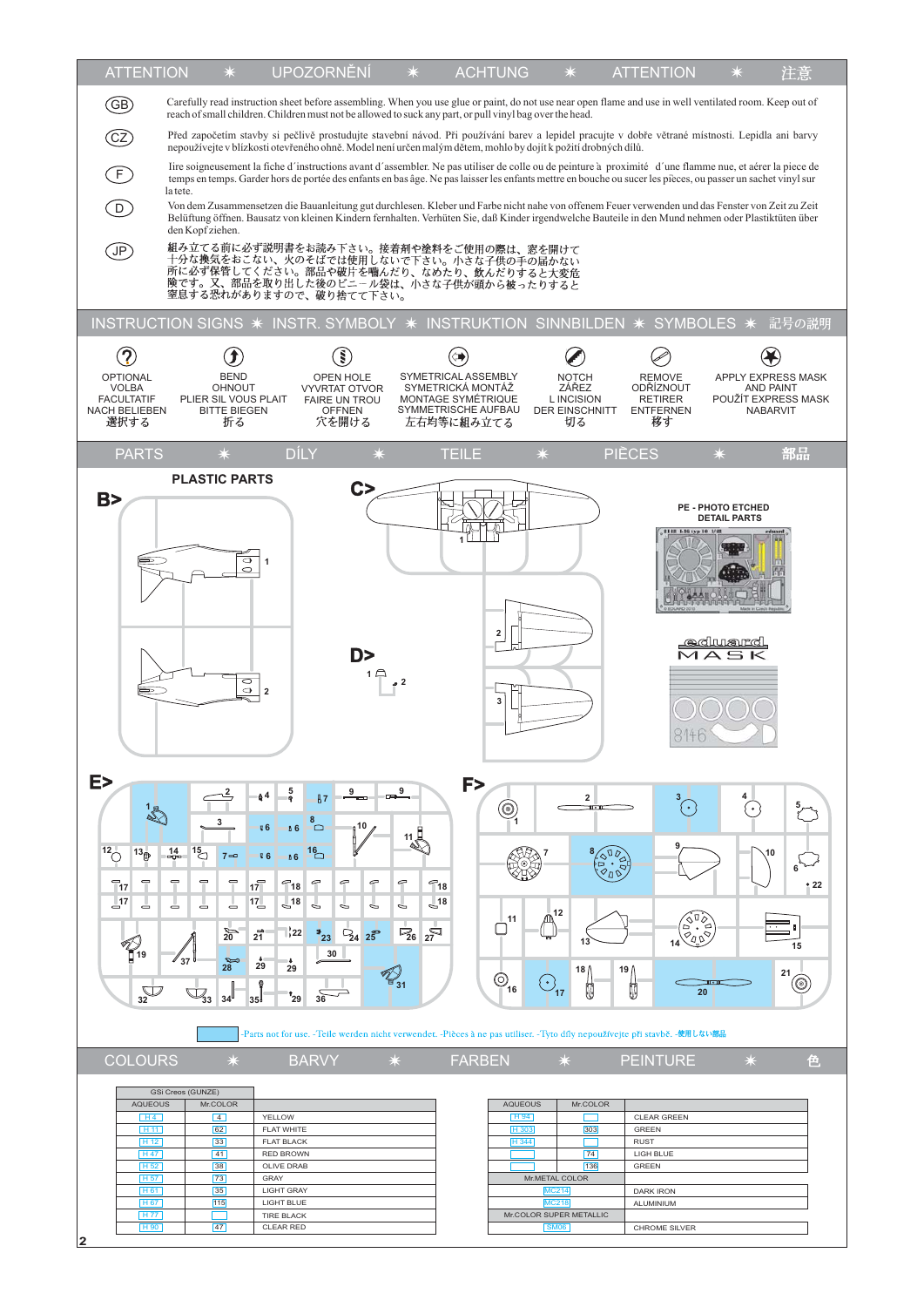## ATTENTION ✱ UPOZORNĚNÍ ✱ ACHTUNG ✱ ATTENTION ✱ 注意

(GB) Carefully read instruction sheet before assembling. When you use glue or paint, do not use near open flame and use in well ventilated room. Keep out of reach of small children. Children must not be allowed to suck any part, or pull vinyl bag over the head.

(CZ) Před započetím stavby si pečlivě prostudujte stavební návod. Při používání barev a lepidel pracujte v dobře větrané místnosti. Lepidla ani barvy nepoužívejte v blízkosti otevřeného ohně. Model není určen malým dětem, mohlo by dojít k požití drobných dílů.

(F) Iire soigneusement la fiche d´instructions avant d´assembler. Ne pas utiliser de colle ou de peinture à proximité d´une flamme nue, et aérer la piece de temps en temps. Garder hors de portée des enfants en bas âge. Ne pas laisser les enfants mettre en bouche ou sucer les pièces, ou passer un sachet vinyl sur la tete.

(D) Von dem Zusammensetzen die Bauanleitung gut durchlesen. Kleber und Farbe nicht nahe von offenem Feuer verwenden und das Fenster von Zeit zu Zeit Belüftung öffnen. Bausatz von kleinen Kindern fernhalten. Verhüten Sie, daß Kinder irgendwelche Bauteile in den Mund nehmen oder Plastiktüten über den Kopf ziehen.

(JP) 組み立てる前に必ず説明書をお読み下さい。接着剤や塗料をご使用の際は、窓を開けて十分な換気をおこない、火のそばでは使用しないで下さい。小さな子供の手の届かない所に必ず保管してください。部品や破片を嚙んだり、なめたり、飲んだりすると大変危険です。又、部品を取り出した後のビニール袋は、小さな子供が頭から被ったりすると窒息する恐れがありますので、破り捨てて下さい。

## INSTRUCTION SIGNS ✱ INSTR. SYMBOLY ✱ INSTRUKTION SINNBILDEN ✱ SYMBOLES ✱ 記号の説明

- OPTIONAL / VOLBA / FACULTATIF / NACH BELIEBEN / 選択する
- BEND / OHNOUT / PLIER SIL VOUS PLAIT / BITTE BIEGEN / 折る
- OPEN HOLE / VYVRTAT OTVOR / FAIRE UN TROU / OFFNEN / 穴を開ける
- SYMETRICAL ASSEMBLY / SYMETRICKÁ MONTÁŽ / MONTAGE SYMÉTRIQUE / SYMMETRISCHE AUFBAU / 左右均等に組み立てる
- NOTCH / ZÁŘEZ / L INCISION / DER EINSCHNITT / 切る
- REMOVE / ODŘÍZNOUT / RETIRER / ENTFERNEN / 移す
- APPLY EXPRESS MASK AND PAINT / POUŽÍT EXPRESS MASK / NABARVIT

## PARTS ✱ DÍLY ✱ TEILE ✱ PIÈCES ✱ 部品

PLASTIC PARTS

B> C> D> E> F>

PE - PHOTO ETCHED DETAIL PARTS

eduard MASK

-Parts not for use. -Teile werden nicht verwendet. -Pièces à ne pas utiliser. -Tyto díly nepoužívejte při stavbě. -使用しない部品

## COLOURS ✱ BARVY ✱ FARBEN ✱ PEINTURE ✱ 色

| GSi Creos (GUNZE) | | |
|---|---|---|
| AQUEOUS | Mr.COLOR | |
| H 4 | 4 | YELLOW |
| H 11 | 62 | FLAT WHITE |
| H 12 | 33 | FLAT BLACK |
| H 47 | 41 | RED BROWN |
| H 52 | 38 | OLIVE DRAB |
| H 57 | 73 | GRAY |
| H 61 | 35 | LIGHT GRAY |
| H 67 | 115 | LIGHT BLUE |
| H 77 | | TIRE BLACK |
| H 90 | 47 | CLEAR RED |

| AQUEOUS | Mr.COLOR | |
|---|---|---|
| H 94 | | CLEAR GREEN |
| H 303 | 303 | GREEN |
| H 344 | | RUST |
| | 74 | LIGH BLUE |
| | 136 | GREEN |
| Mr.METAL COLOR | | |
| MC214 | | DARK IRON |
| MC218 | | ALUMINIUM |
| Mr.COLOR SUPER METALLIC | | |
| SM06 | | CHROME SILVER |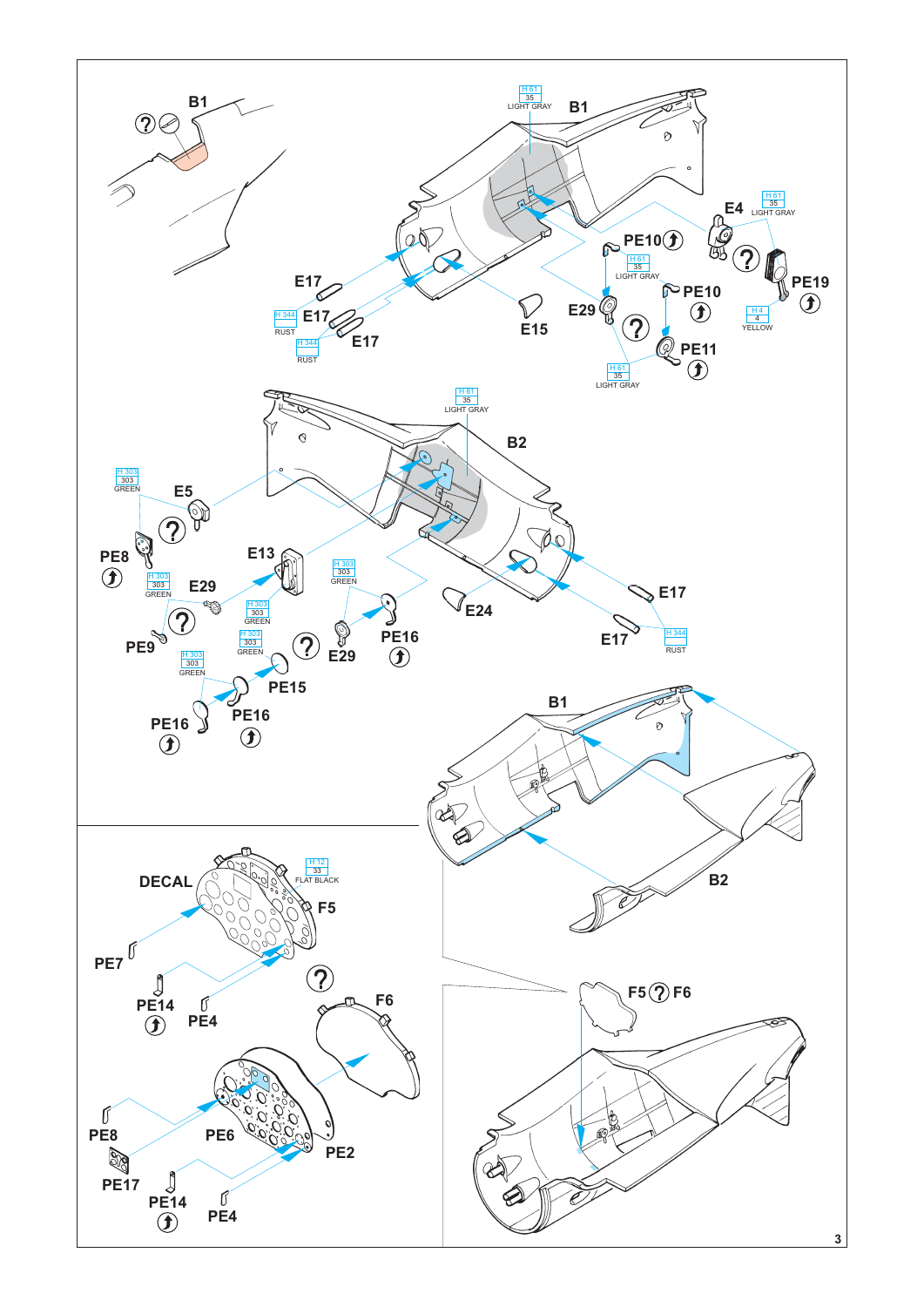B1

H 61
35
LIGHT GRAY

B1

E4

H 61
35
LIGHT GRAY

PE10

H 61
35
LIGHT GRAY

PE19

PE10

E17

H 4
4
YELLOW

H 344
RUST

E17

E29

E15

H 344
RUST

E17

PE11

H 61
35
LIGHT GRAY

H 61
35
LIGHT GRAY

B2

H 303
303
GREEN

E5

PE8

E13

H 303
303
GREEN

H 303
303
GREEN

E29

H 303
303
GREEN

E17

E24

PE9

H 303
303
GREEN

PE16

E17

H 344
RUST

E29

H 303
303
GREEN

PE15

PE16

PE16

B1

B2

DECAL

H 12
33
FLAT BLACK

F5

PE7

PE14

PE4

F6

F5 F6

PE8

PE6

PE2

PE17

PE14

PE4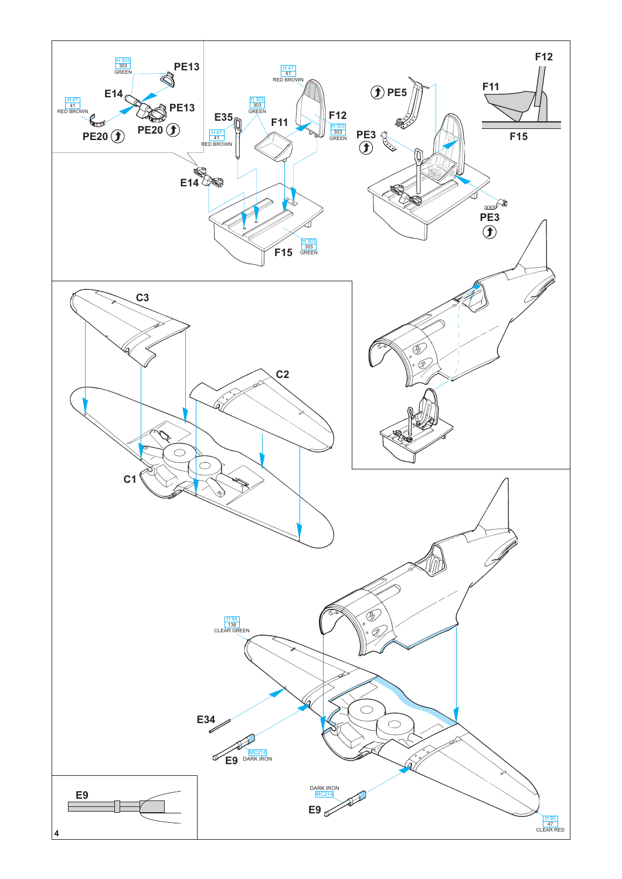H 303
303
GREEN

PE13

E14

H 47
41
RED BROWN

PE13

PE20

PE20

H 47
41
RED BROWN

H 303
303
GREEN

E35

H 47
41
RED BROWN

F11

F12

H 303
303
GREEN

E14

H 303
303
GREEN

F15

PE5

PE3

PE3

F11

F12

F15

C3

C2

C1

H 94
138
CLEAR GREEN

E34

E9

MC214
DARK IRON

DARK IRON
MC214

E9

H 90
47
CLEAR RED

E9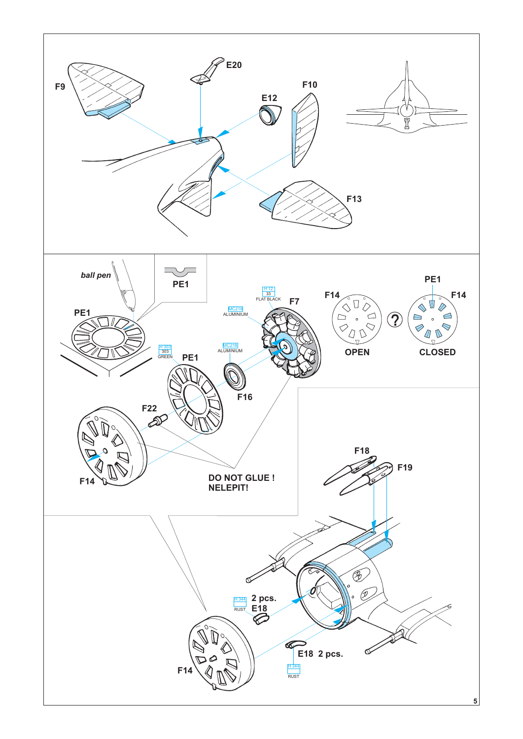F9

E20

F10

E12

F13

*ball pen*

PE1

PE1

H 12
33
FLAT BLACK

F7

MC218
ALUMINIUM

F14

PE1

F14

?

OPEN

CLOSED

H 303
303
GREEN

PE1

MC218
ALUMINIUM

F16

F22

F14

**DO NOT GLUE !**
**NELEPIT!**

F18

F19

H 344
RUST

2 pcs.
E18

F14

E18 2 pcs.

H 344
RUST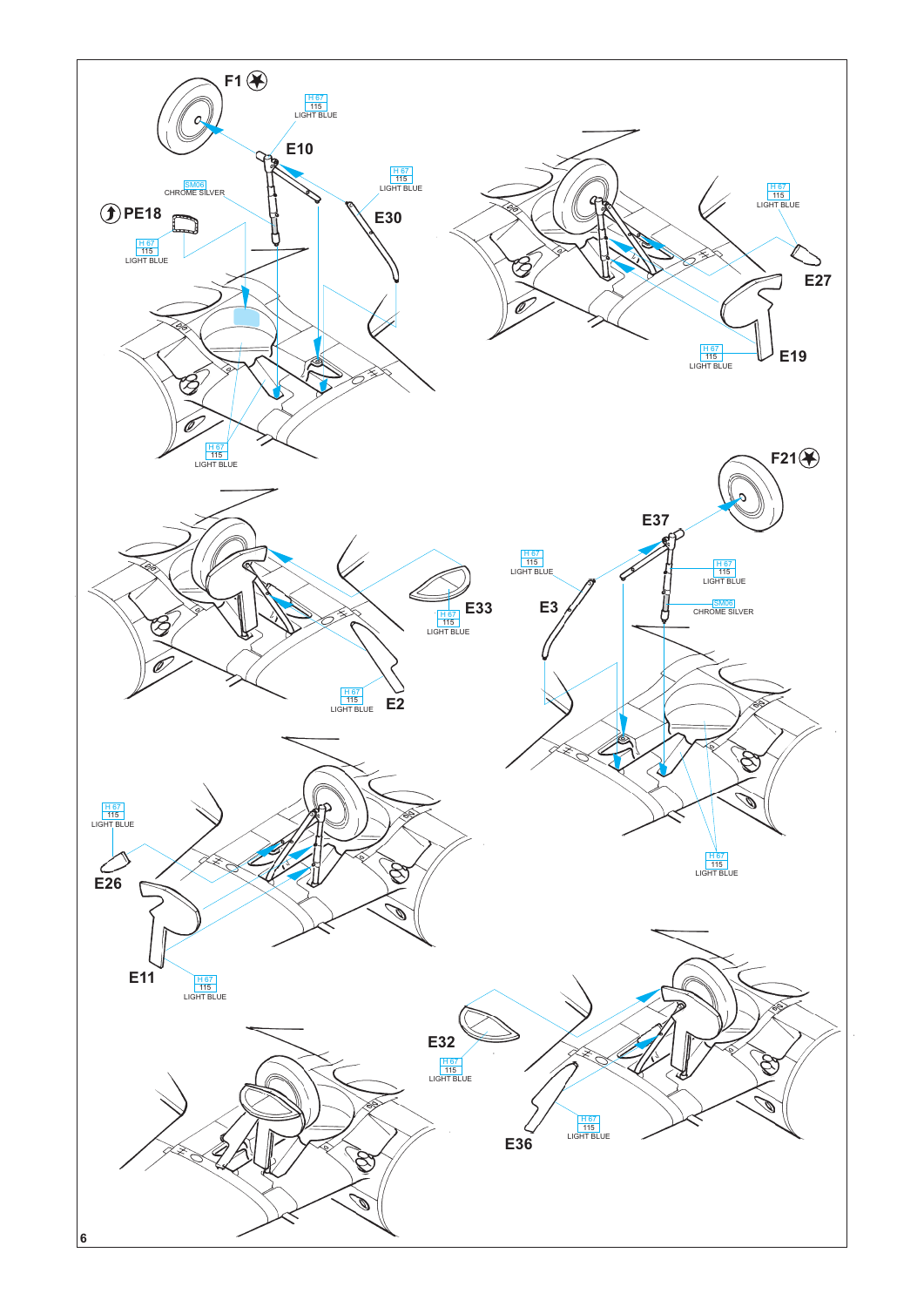F1

H 67
115
LIGHT BLUE

E10

SM06
CHROME SILVER

H 67
115
LIGHT BLUE

PE18

H 67
115
LIGHT BLUE

E30

H 67
115
LIGHT BLUE

H 67
115
LIGHT BLUE

E27

H 67
115
LIGHT BLUE

E19

F21

E37

H 67
115
LIGHT BLUE

H 67
115
LIGHT BLUE

E33

H 67
115
LIGHT BLUE

E3

SM06
CHROME SILVER

H 67
115
LIGHT BLUE

E2

H 67
115
LIGHT BLUE

H 67
115
LIGHT BLUE

E26

E11

H 67
115
LIGHT BLUE

E32

H 67
115
LIGHT BLUE

H 67
115
LIGHT BLUE

E36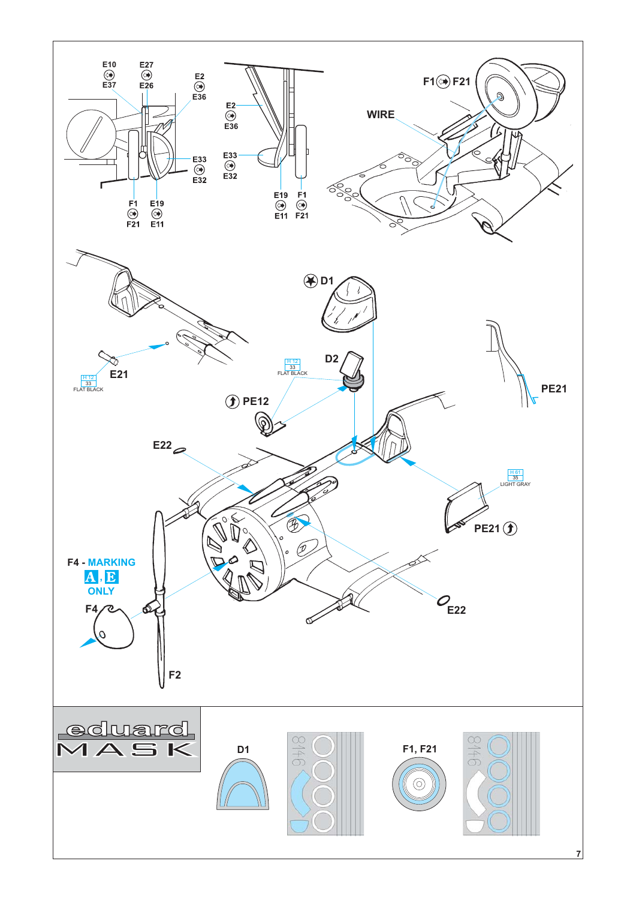E10 E37

E27 E26

E2 E36

E33 E32

F1 F21

E19 E11

E2 E36

E33 E32

E19 E11

F1 F21

F1 F21

WIRE

D1

E21

H 12
33
FLAT BLACK

D2

H 12
33
FLAT BLACK

PE12

PE21

E22

H 61
35
LIGHT GRAY

PE21

F4 - MARKING A, E ONLY

F4

E22

F2

eduard MASK

D1

F1, F21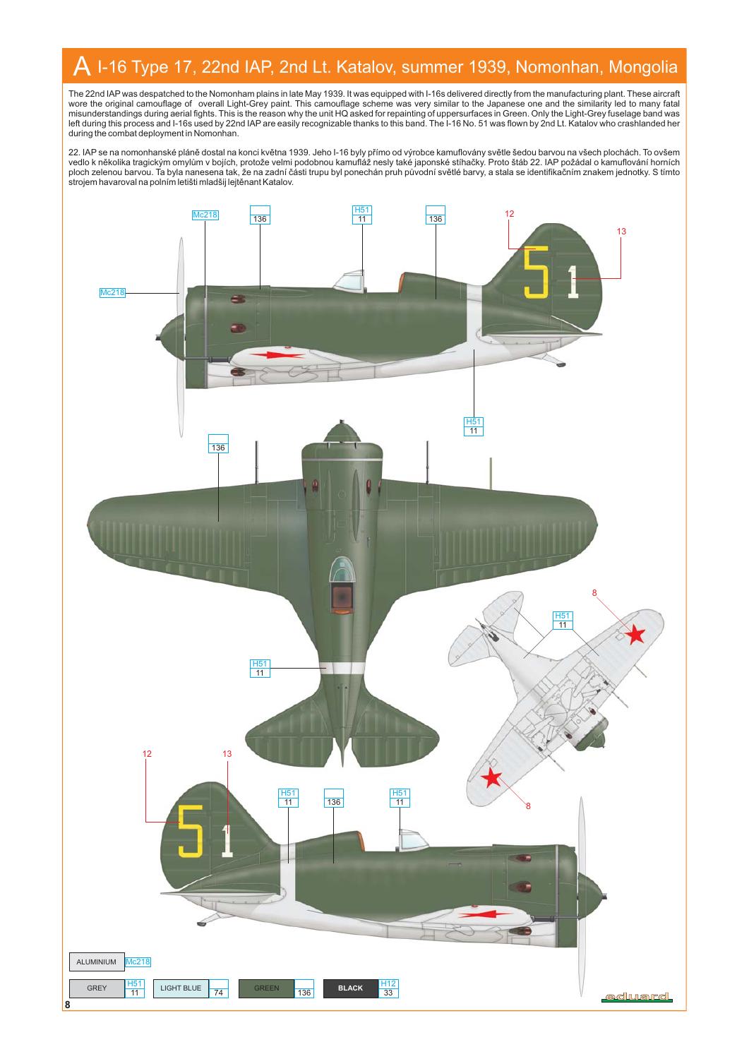# A I-16 Type 17, 22nd IAP, 2nd Lt. Katalov, summer 1939, Nomonhan, Mongolia

The 22nd IAP was despatched to the Nomonham plains in late May 1939. It was equipped with I-16s delivered directly from the manufacturing plant. These aircraft wore the original camouflage of overall Light-Grey paint. This camouflage scheme was very similar to the Japanese one and the similarity led to many fatal misunderstandings during aerial fights. This is the reason why the unit HQ asked for repainting of uppersurfaces in Green. Only the Light-Grey fuselage band was left during this process and I-16s used by 22nd IAP are easily recognizable thanks to this band. The I-16 No. 51 was flown by 2nd Lt. Katalov who crashlanded her during the combat deployment in Nomonhan.

22. IAP se na nomonhanské pláně dostal na konci května 1939. Jeho I-16 byly přímo od výrobce kamuflovány světle šedou barvou na všech plochách. To ovšem vedlo k několika tragickým omylům v bojích, protože velmi podobnou kamufláž nesly také japonské stíhačky. Proto štáb 22. IAP požádal o kamuflování horních ploch zelenou barvou. Ta byla nanesena tak, že na zadní části trupu byl ponechán pruh původní světlé barvy, a stala se identifikačním znakem jednotky. S tímto strojem havaroval na polním letišti mladšij lejtěnant Katalov.

| Colour | Code |
|---|---|
| ALUMINIUM | Mc218 |
| GREY | H51 / 11 |
| LIGHT BLUE | 74 |
| GREEN | 136 |
| BLACK | H12 / 33 |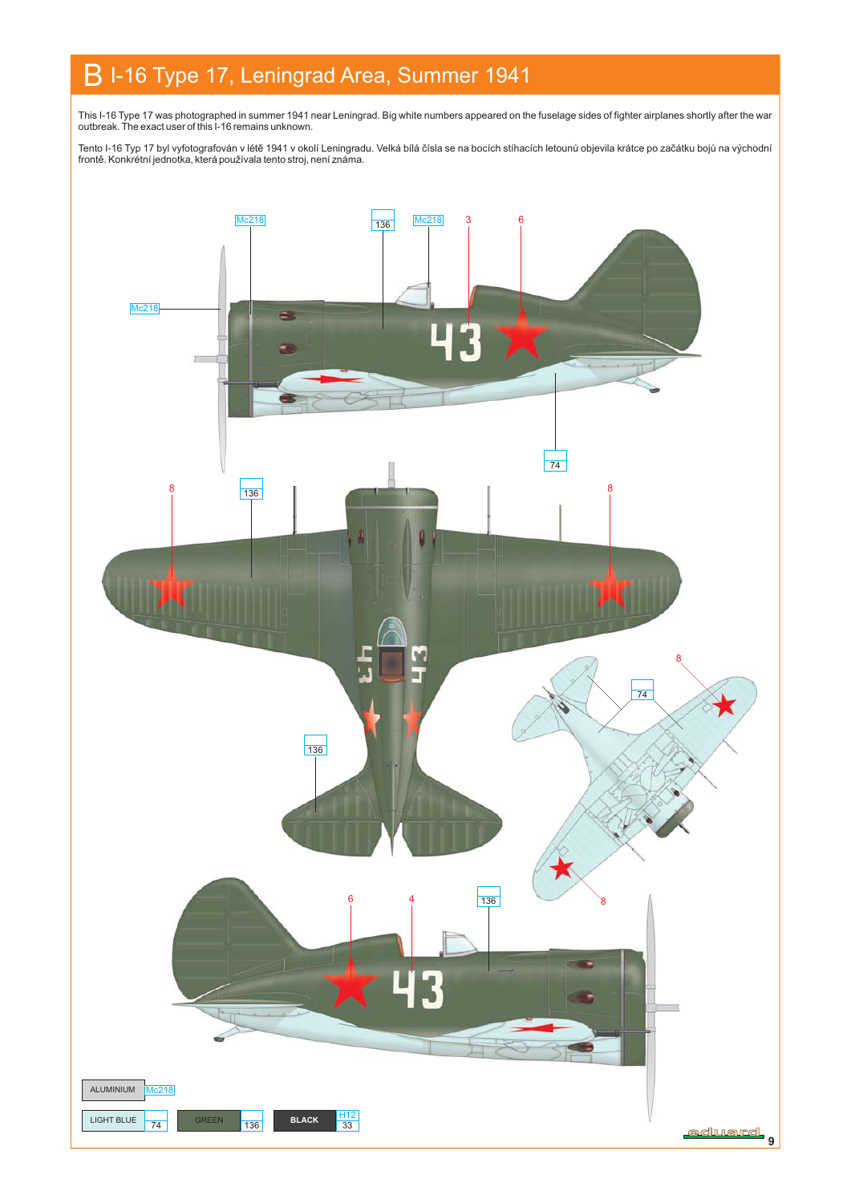# B I-16 Type 17, Leningrad Area, Summer 1941

This I-16 Type 17 was photographed in summer 1941 near Leningrad. Big white numbers appeared on the fuselage sides of fighter airplanes shortly after the war outbreak. The exact user of this I-16 remains unknown.

Tento I-16 Typ 17 byl vyfotografován v létě 1941 v okolí Leningradu. Velká bílá čísla se na bocích stíhacích letounů objevila krátce po začátku bojů na východní frontě. Konkrétní jednotka, která používala tento stroj, není známa.

| Colour | Code |
|---|---|
| ALUMINIUM | Mc218 |
| LIGHT BLUE | 74 |
| GREEN | 136 |
| BLACK | H12 / 33 |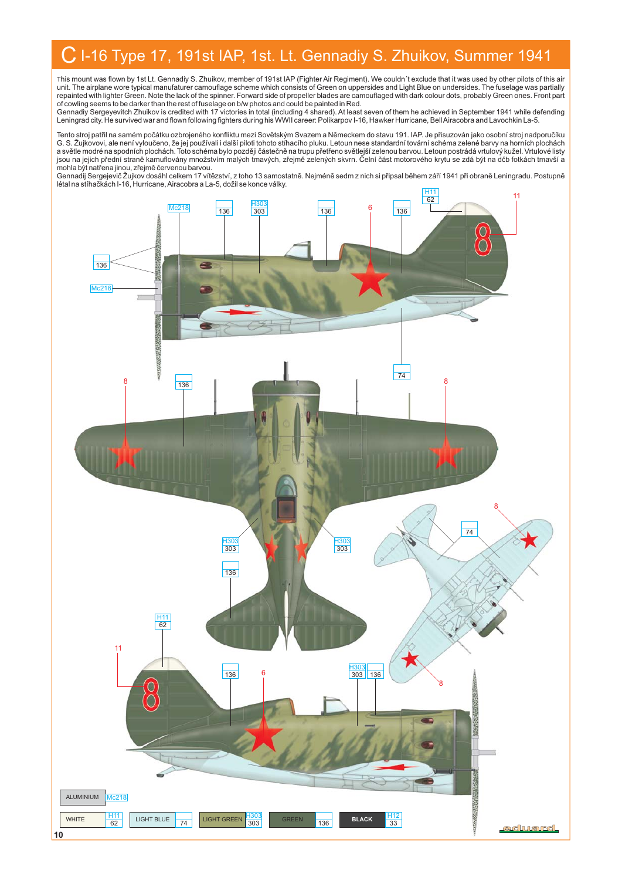# C I-16 Type 17, 191st IAP, 1st. Lt. Gennadiy S. Zhuikov, Summer 1941

This mount was flown by 1st Lt. Gennadiy S. Zhuikov, member of 191st IAP (Fighter Air Regiment). We couldn´t exclude that it was used by other pilots of this air unit. The airplane wore typical manufaturer camouflage scheme which consists of Green on uppersides and Light Blue on undersides. The fuselage was partially repainted with lighter Green. Note the lack of the spinner. Forward side of propeller blades are camouflaged with dark colour dots, probably Green ones. Front part of cowling seems to be darker than the rest of fuselage on b/w photos and could be painted in Red.
Gennadiy Sergeyevitch Zhuikov is credited with 17 victories in total (including 4 shared). At least seven of them he achieved in September 1941 while defending Leningrad city. He survived war and flown following fighters during his WWII career: Polikarpov I-16, Hawker Hurricane, Bell Airacobra and Lavochkin La-5.

Tento stroj patřil na samém počátku ozbrojeného konfliktu mezi Sovětským Svazem a Německem do stavu 191. IAP. Je přisuzován jako osobní stroj nadporučíku G. S. Žujkovovi, ale není vyloučeno, že jej používali i další piloti tohoto stíhacího pluku. Letoun nese standardní tovární schéma zelené barvy na horních plochách a světle modré na spodních plochách. Toto schéma bylo později světlejší zelenou na trupu přetřeno světlejší zelenou barvou. Letoun postrádá vrtulový kužel. Vrtulové listy jsou na jejich přední straně kamuflovány množstvím malých tmavých, zřejmě zelených skvrn. Čelní část motorového krytu se zdá být na dčb fotkách tmavší a mohla být natřena jinou, zřejmě červenou barvou.
Gennadij Sergejevič Žujkov dosáhl celkem 17 vítězství, z toho 13 samostatně. Nejméně sedm z nich si připsal během září 1941 při obraně Leningradu. Postupně létal na stíhačkách I-16, Hurricane, Airacobra a La-5, dožil se konce války.

| Colour | Code |
|---|---|
| ALUMINIUM | Mc218 |
| WHITE | H11 / 62 |
| LIGHT BLUE | 74 |
| LIGHT GREEN | H303 / 303 |
| GREEN | 136 |
| BLACK | H12 / 33 |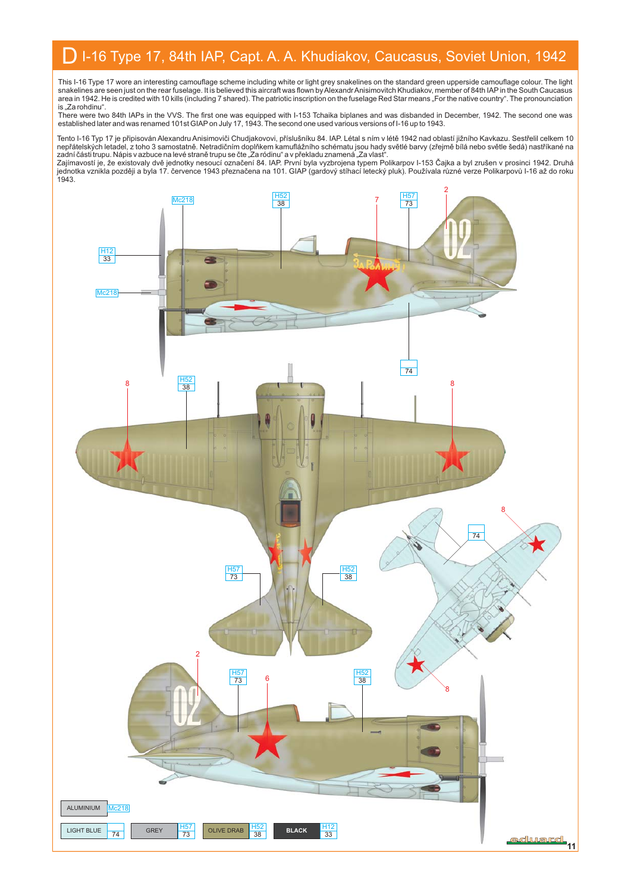# D I-16 Type 17, 84th IAP, Capt. A. A. Khudiakov, Caucasus, Soviet Union, 1942

This I-16 Type 17 wore an interesting camouflage scheme including white or light grey snakelines on the standard green upperside camouflage colour. The light snakelines are seen just on the rear fuselage. It is believed this aircraft was flown by Alexandr Anisimovitch Khudiakov, member of 84th IAP in the South Caucasus area in 1942. He is credited with 10 kills (including 7 shared). The patriotic inscription on the fuselage Red Star means „For the native country". The pronounciation is „Za rohdinu".
There were two 84th IAPs in the VVS. The first one was equipped with I-153 Tchaika biplanes and was disbanded in December, 1942. The second one was established later and was renamed 101st GIAP on July 17, 1943. The second one used various versions of I-16 up to 1943.

Tento I-16 Typ 17 je připisován Alexandru Anisimoviči Chudjakovovi, příslušníku 84. IAP. Létal s ním v létě 1942 nad oblastí jižního Kavkazu. Sestřelil celkem 10 nepřátelských letadel, z toho 3 samostatně. Netradičním doplňkem kamuflážního schématu jsou hady světlé barvy (zřejmě bílá nebo světle šedá) nastříkané na zadní části trupu. Nápis v azbuce na levé straně trupu se čte „Za ródinu" a v překladu znamená „Za vlast".
Zajímavostí je, že existovaly dvě jednotky nesoucí označení 84. IAP. První byla vyzbrojena typem Polikarpov I-153 Čajka a byl zrušen v prosinci 1942. Druhá jednotka vznikla později a byla 17. července 1943 přeznačena na 101. GIAP (gardový stíhací letecký pluk). Používala různé verze Polikarpovů I-16 až do roku 1943.

| Colour | Code |
|---|---|
| ALUMINIUM | Mc218 |
| LIGHT BLUE | 74 |
| GREY | H57 / 73 |
| OLIVE DRAB | H52 / 38 |
| BLACK | H12 / 33 |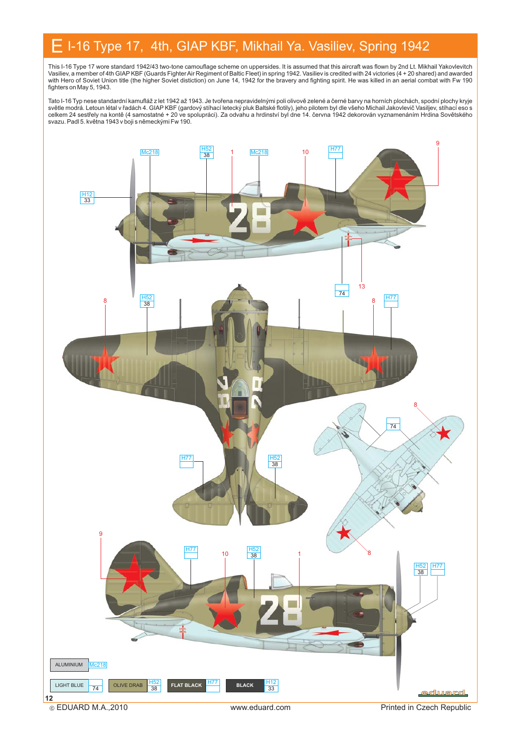# E I-16 Type 17, 4th, GIAP KBF, Mikhail Ya. Vasiliev, Spring 1942

This I-16 Type 17 wore standard 1942/43 two-tone camouflage scheme on uppersides. It is assumed that this aircraft was flown by 2nd Lt. Mikhail Yakovlevitch Vasiliev, a member of 4th GIAP KBF (Guards Fighter Air Regiment of Baltic Fleet) in spring 1942. Vasiliev is credited with 24 victories (4 + 20 shared) and awarded with Hero of Soviet Union title (the higher Soviet distiction) on June 14, 1942 for the bravery and fighting spirit. He was killed in an aerial combat with Fw 190 fighters on May 5, 1943.

Tato I-16 Typ nese standardní kamufláž z let 1942 až 1943. Je tvořena nepravidelnými poli olivově zelené a černé barvy na horních plochách, spodní plochy kryje světle modrá. Letoun létal v řadách 4. GIAP KBF (gardový stíhací letecký pluk Baltské flotily), jeho pilotem byl dle všeho Michail Jakovlevič Vasiljev, stíhací eso s celkem 24 sestřely na kontě (4 samostatné + 20 ve spolupráci). Za odvahu a hrdinství byl dne 14. června 1942 dekorován vyznamenáním Hrdina Sovětského svazu. Padl 5. května 1943 v boji s německými Fw 190.

Mc218 H52 38 1 Mc218 10 H77 9

H12 33

74 13

8 H52 38 8 H77

8

74

H77 H52 38

8

9 H77 10 H52 38 1

H52 38 H77

| | | | | | | | |
|---|---|---|---|---|---|---|---|
| ALUMINIUM | Mc218 | | | | | | |
| LIGHT BLUE | 74 | OLIVE DRAB | H52 38 | FLAT BLACK | H77 | BLACK | H12 33 |

eduard

© EDUARD M.A.,2010 www.eduard.com Printed in Czech Republic